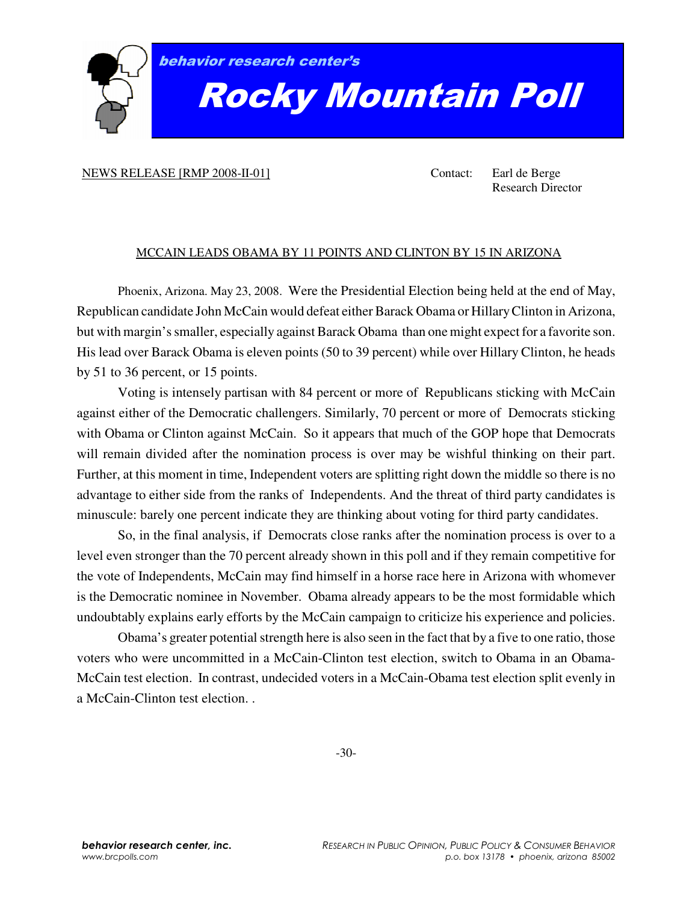*behavior research center's*

# Rocky Mountain Poll

NEWS RELEASE [RMP 2008-II-01]

Contact: Earl de Berge
Research Director

## MCCAIN LEADS OBAMA BY 11 POINTS AND CLINTON BY 15 IN ARIZONA

Phoenix, Arizona. May 23, 2008. Were the Presidential Election being held at the end of May, Republican candidate John McCain would defeat either Barack Obama or Hillary Clinton in Arizona, but with margin's smaller, especially against Barack Obama than one might expect for a favorite son. His lead over Barack Obama is eleven points (50 to 39 percent) while over Hillary Clinton, he heads by 51 to 36 percent, or 15 points.

Voting is intensely partisan with 84 percent or more of Republicans sticking with McCain against either of the Democratic challengers. Similarly, 70 percent or more of Democrats sticking with Obama or Clinton against McCain. So it appears that much of the GOP hope that Democrats will remain divided after the nomination process is over may be wishful thinking on their part. Further, at this moment in time, Independent voters are splitting right down the middle so there is no advantage to either side from the ranks of Independents. And the threat of third party candidates is minuscule: barely one percent indicate they are thinking about voting for third party candidates.

So, in the final analysis, if Democrats close ranks after the nomination process is over to a level even stronger than the 70 percent already shown in this poll and if they remain competitive for the vote of Independents, McCain may find himself in a horse race here in Arizona with whomever is the Democratic nominee in November. Obama already appears to be the most formidable which undoubtably explains early efforts by the McCain campaign to criticize his experience and policies.

Obama's greater potential strength here is also seen in the fact that by a five to one ratio, those voters who were uncommitted in a McCain-Clinton test election, switch to Obama in an Obama-McCain test election. In contrast, undecided voters in a McCain-Obama test election split evenly in a McCain-Clinton test election. .

-30-

**behavior research center, inc.**
*www.brcpolls.com*

*RESEARCH IN PUBLIC OPINION, PUBLIC POLICY & CONSUMER BEHAVIOR*
*p.o. box 13178 • phoenix, arizona 85002*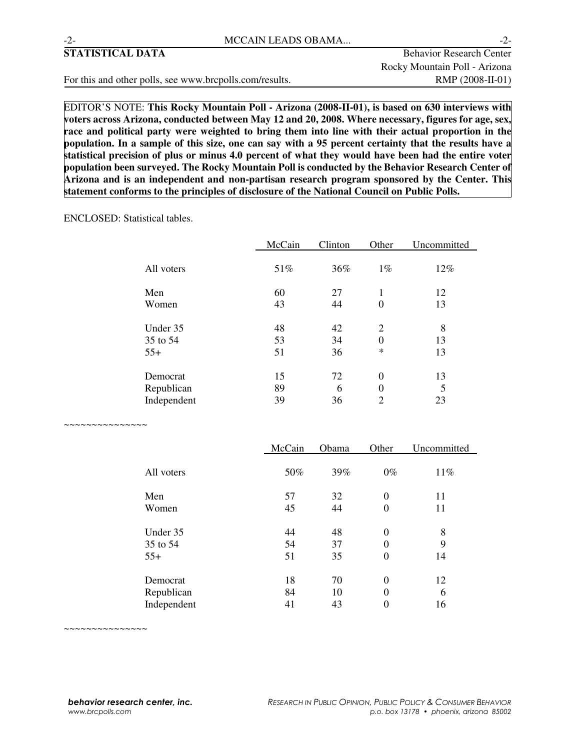**STATISTICAL DATA**

Behavior Research Center
Rocky Mountain Poll - Arizona
RMP (2008-II-01)

For this and other polls, see www.brcpolls.com/results.

EDITOR'S NOTE: **This Rocky Mountain Poll - Arizona (2008-II-01), is based on 630 interviews with voters across Arizona, conducted between May 12 and 20, 2008. Where necessary, figures for age, sex, race and political party were weighted to bring them into line with their actual proportion in the population. In a sample of this size, one can say with a 95 percent certainty that the results have a statistical precision of plus or minus 4.0 percent of what they would have been had the entire voter population been surveyed. The Rocky Mountain Poll is conducted by the Behavior Research Center of Arizona and is an independent and non-partisan research program sponsored by the Center. This statement conforms to the principles of disclosure of the National Council on Public Polls.**

ENCLOSED: Statistical tables.

| | McCain | Clinton | Other | Uncommitted |
|---|---|---|---|---|
| All voters | 51% | 36% | 1% | 12% |
| Men | 60 | 27 | 1 | 12 |
| Women | 43 | 44 | 0 | 13 |
| Under 35 | 48 | 42 | 2 | 8 |
| 35 to 54 | 53 | 34 | 0 | 13 |
| 55+ | 51 | 36 | * | 13 |
| Democrat | 15 | 72 | 0 | 13 |
| Republican | 89 | 6 | 0 | 5 |
| Independent | 39 | 36 | 2 | 23 |

~~~~~~~~~~~~~~~

| | McCain | Obama | Other | Uncommitted |
|---|---|---|---|---|
| All voters | 50% | 39% | 0% | 11% |
| Men | 57 | 32 | 0 | 11 |
| Women | 45 | 44 | 0 | 11 |
| Under 35 | 44 | 48 | 0 | 8 |
| 35 to 54 | 54 | 37 | 0 | 9 |
| 55+ | 51 | 35 | 0 | 14 |
| Democrat | 18 | 70 | 0 | 12 |
| Republican | 84 | 10 | 0 | 6 |
| Independent | 41 | 43 | 0 | 16 |

~~~~~~~~~~~~~~~